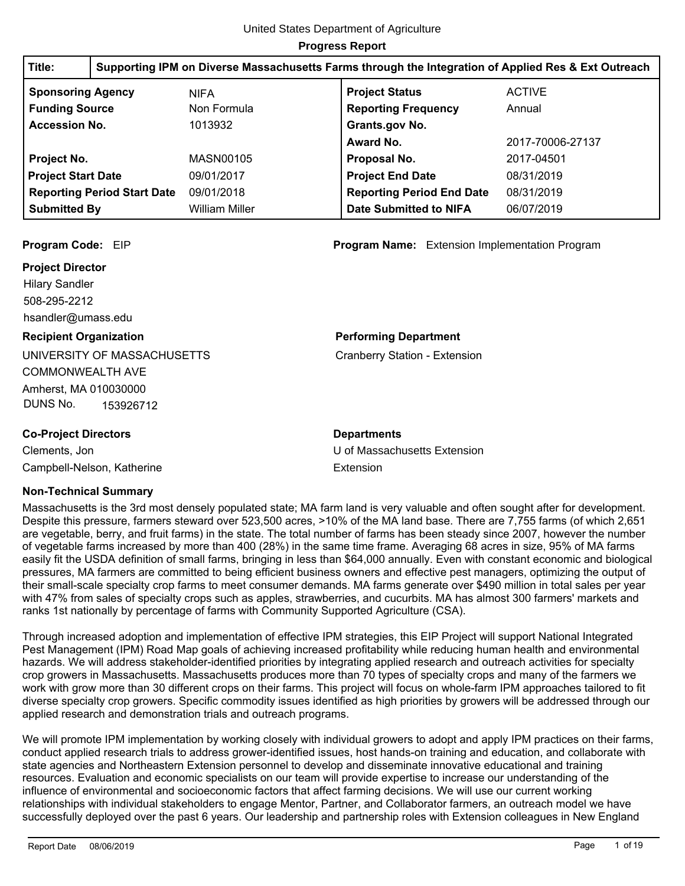United States Department of Agriculture

**Progress Report**

| **Title:** | **Supporting IPM on Diverse Massachusetts Farms through the Integration of Applied Res & Ext Outreach** | | |
|---|---|---|---|
| **Sponsoring Agency** | NIFA | **Project Status** | ACTIVE |
| **Funding Source** | Non Formula | **Reporting Frequency** | Annual |
| **Accession No.** | 1013932 | **Grants.gov No.** | |
| | | **Award No.** | 2017-70006-27137 |
| **Project No.** | MASN00105 | **Proposal No.** | 2017-04501 |
| **Project Start Date** | 09/01/2017 | **Project End Date** | 08/31/2019 |
| **Reporting Period Start Date** | 09/01/2018 | **Reporting Period End Date** | 08/31/2019 |
| **Submitted By** | William Miller | **Date Submitted to NIFA** | 06/07/2019 |

**Program Code:** EIP

**Program Name:** Extension Implementation Program

**Project Director**

Hilary Sandler
508-295-2212
hsandler@umass.edu

**Recipient Organization**

UNIVERSITY OF MASSACHUSETTS
COMMONWEALTH AVE
Amherst, MA 010030000
DUNS No. 153926712

**Performing Department**

Cranberry Station - Extension

**Co-Project Directors**

Clements, Jon
Campbell-Nelson, Katherine

**Departments**

U of Massachusetts Extension
Extension

**Non-Technical Summary**

Massachusetts is the 3rd most densely populated state; MA farm land is very valuable and often sought after for development. Despite this pressure, farmers steward over 523,500 acres, >10% of the MA land base. There are 7,755 farms (of which 2,651 are vegetable, berry, and fruit farms) in the state. The total number of farms has been steady since 2007, however the number of vegetable farms increased by more than 400 (28%) in the same time frame. Averaging 68 acres in size, 95% of MA farms easily fit the USDA definition of small farms, bringing in less than $64,000 annually. Even with constant economic and biological pressures, MA farmers are committed to being efficient business owners and effective pest managers, optimizing the output of their small-scale specialty crop farms to meet consumer demands. MA farms generate over $490 million in total sales per year with 47% from sales of specialty crops such as apples, strawberries, and cucurbits. MA has almost 300 farmers' markets and ranks 1st nationally by percentage of farms with Community Supported Agriculture (CSA).

Through increased adoption and implementation of effective IPM strategies, this EIP Project will support National Integrated Pest Management (IPM) Road Map goals of achieving increased profitability while reducing human health and environmental hazards. We will address stakeholder-identified priorities by integrating applied research and outreach activities for specialty crop growers in Massachusetts. Massachusetts produces more than 70 types of specialty crops and many of the farmers we work with grow more than 30 different crops on their farms. This project will focus on whole-farm IPM approaches tailored to fit diverse specialty crop growers. Specific commodity issues identified as high priorities by growers will be addressed through our applied research and demonstration trials and outreach programs.

We will promote IPM implementation by working closely with individual growers to adopt and apply IPM practices on their farms, conduct applied research trials to address grower-identified issues, host hands-on training and education, and collaborate with state agencies and Northeastern Extension personnel to develop and disseminate innovative educational and training resources. Evaluation and economic specialists on our team will provide expertise to increase our understanding of the influence of environmental and socioeconomic factors that affect farming decisions. We will use our current working relationships with individual stakeholders to engage Mentor, Partner, and Collaborator farmers, an outreach model we have successfully deployed over the past 6 years. Our leadership and partnership roles with Extension colleagues in New England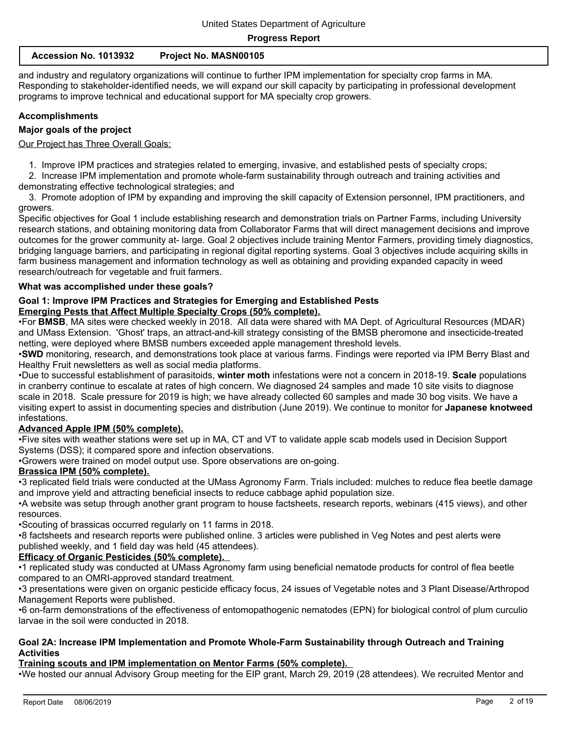and industry and regulatory organizations will continue to further IPM implementation for specialty crop farms in MA. Responding to stakeholder-identified needs, we will expand our skill capacity by participating in professional development programs to improve technical and educational support for MA specialty crop growers.

**Accomplishments**

**Major goals of the project**

Our Project has Three Overall Goals:

1. Improve IPM practices and strategies related to emerging, invasive, and established pests of specialty crops;
2. Increase IPM implementation and promote whole-farm sustainability through outreach and training activities and demonstrating effective technological strategies; and
3. Promote adoption of IPM by expanding and improving the skill capacity of Extension personnel, IPM practitioners, and growers.

Specific objectives for Goal 1 include establishing research and demonstration trials on Partner Farms, including University research stations, and obtaining monitoring data from Collaborator Farms that will direct management decisions and improve outcomes for the grower community at- large. Goal 2 objectives include training Mentor Farmers, providing timely diagnostics, bridging language barriers, and participating in regional digital reporting systems. Goal 3 objectives include acquiring skills in farm business management and information technology as well as obtaining and providing expanded capacity in weed research/outreach for vegetable and fruit farmers.

**What was accomplished under these goals?**

**Goal 1: Improve IPM Practices and Strategies for Emerging and Established Pests**

**Emerging Pests that Affect Multiple Specialty Crops (50% complete).**

•For **BMSB**, MA sites were checked weekly in 2018. All data were shared with MA Dept. of Agricultural Resources (MDAR) and UMass Extension. 'Ghost' traps, an attract-and-kill strategy consisting of the BMSB pheromone and insecticide-treated netting, were deployed where BMSB numbers exceeded apple management threshold levels.

•**SWD** monitoring, research, and demonstrations took place at various farms. Findings were reported via IPM Berry Blast and Healthy Fruit newsletters as well as social media platforms.

•Due to successful establishment of parasitoids, **winter moth** infestations were not a concern in 2018-19. **Scale** populations in cranberry continue to escalate at rates of high concern. We diagnosed 24 samples and made 10 site visits to diagnose scale in 2018. Scale pressure for 2019 is high; we have already collected 60 samples and made 30 bog visits. We have a visiting expert to assist in documenting species and distribution (June 2019). We continue to monitor for **Japanese knotweed** infestations.

**Advanced Apple IPM (50% complete).**

•Five sites with weather stations were set up in MA, CT and VT to validate apple scab models used in Decision Support Systems (DSS); it compared spore and infection observations.

•Growers were trained on model output use. Spore observations are on-going.

**Brassica IPM (50% complete).**

•3 replicated field trials were conducted at the UMass Agronomy Farm. Trials included: mulches to reduce flea beetle damage and improve yield and attracting beneficial insects to reduce cabbage aphid population size.

•A website was setup through another grant program to house factsheets, research reports, webinars (415 views), and other resources.

•Scouting of brassicas occurred regularly on 11 farms in 2018.

•8 factsheets and research reports were published online. 3 articles were published in Veg Notes and pest alerts were published weekly, and 1 field day was held (45 attendees).

**Efficacy of Organic Pesticides (50% complete).**

•1 replicated study was conducted at UMass Agronomy farm using beneficial nematode products for control of flea beetle compared to an OMRI-approved standard treatment.

•3 presentations were given on organic pesticide efficacy focus, 24 issues of Vegetable notes and 3 Plant Disease/Arthropod Management Reports were published.

•6 on-farm demonstrations of the effectiveness of entomopathogenic nematodes (EPN) for biological control of plum curculio larvae in the soil were conducted in 2018.

**Goal 2A: Increase IPM Implementation and Promote Whole-Farm Sustainability through Outreach and Training Activities**

**Training scouts and IPM implementation on Mentor Farms (50% complete).**

•We hosted our annual Advisory Group meeting for the EIP grant, March 29, 2019 (28 attendees). We recruited Mentor and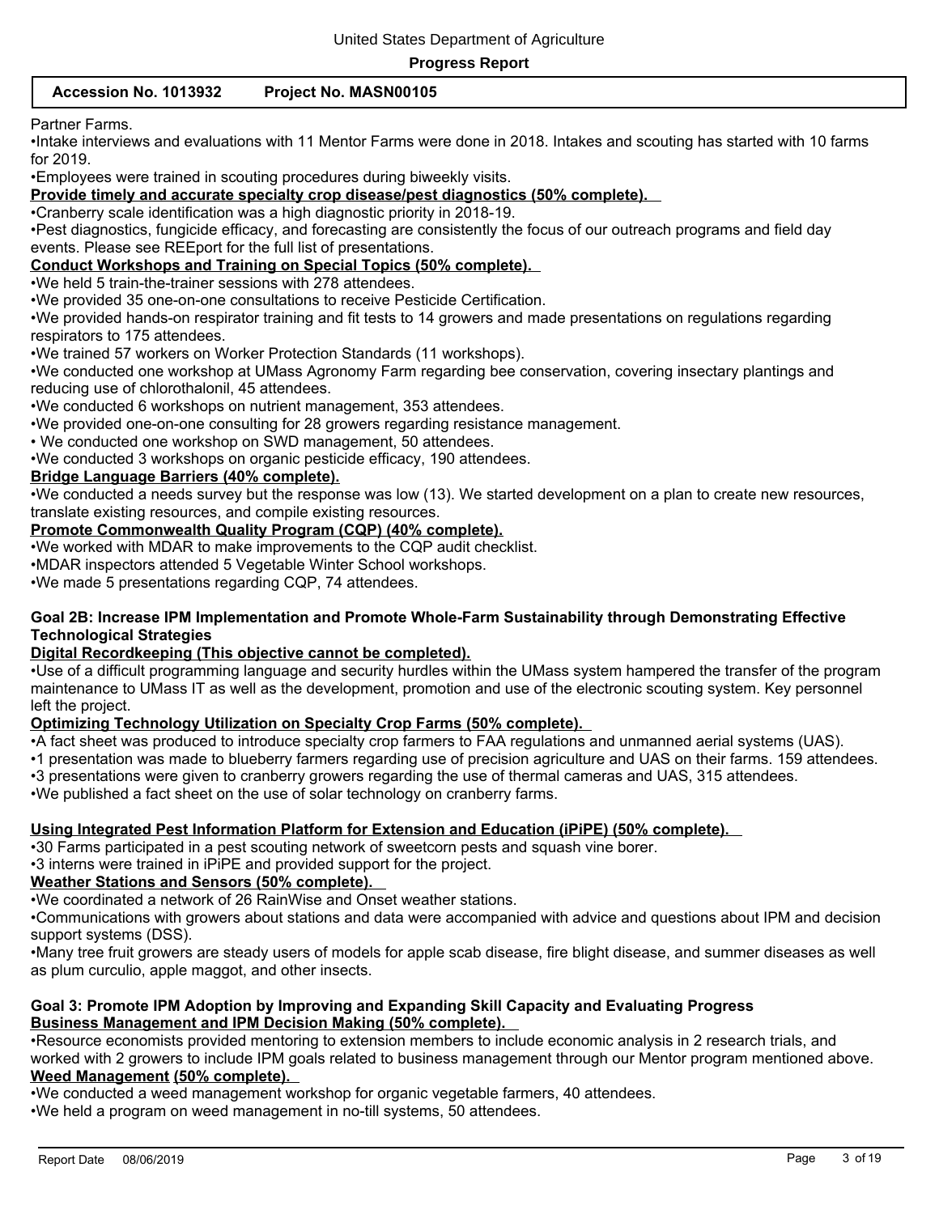Partner Farms.

•Intake interviews and evaluations with 11 Mentor Farms were done in 2018. Intakes and scouting has started with 10 farms for 2019.

•Employees were trained in scouting procedures during biweekly visits.

**Provide timely and accurate specialty crop disease/pest diagnostics (50% complete).**

•Cranberry scale identification was a high diagnostic priority in 2018-19.

•Pest diagnostics, fungicide efficacy, and forecasting are consistently the focus of our outreach programs and field day events. Please see REEport for the full list of presentations.

**Conduct Workshops and Training on Special Topics (50% complete).**

•We held 5 train-the-trainer sessions with 278 attendees.

•We provided 35 one-on-one consultations to receive Pesticide Certification.

•We provided hands-on respirator training and fit tests to 14 growers and made presentations on regulations regarding respirators to 175 attendees.

•We trained 57 workers on Worker Protection Standards (11 workshops).

•We conducted one workshop at UMass Agronomy Farm regarding bee conservation, covering insectary plantings and reducing use of chlorothalonil, 45 attendees.

•We conducted 6 workshops on nutrient management, 353 attendees.

•We provided one-on-one consulting for 28 growers regarding resistance management.

• We conducted one workshop on SWD management, 50 attendees.

•We conducted 3 workshops on organic pesticide efficacy, 190 attendees.

**Bridge Language Barriers (40% complete).**

•We conducted a needs survey but the response was low (13). We started development on a plan to create new resources, translate existing resources, and compile existing resources.

**Promote Commonwealth Quality Program (CQP) (40% complete).**

•We worked with MDAR to make improvements to the CQP audit checklist.

•MDAR inspectors attended 5 Vegetable Winter School workshops.

•We made 5 presentations regarding CQP, 74 attendees.

**Goal 2B: Increase IPM Implementation and Promote Whole-Farm Sustainability through Demonstrating Effective Technological Strategies**

**Digital Recordkeeping (This objective cannot be completed).**

•Use of a difficult programming language and security hurdles within the UMass system hampered the transfer of the program maintenance to UMass IT as well as the development, promotion and use of the electronic scouting system. Key personnel left the project.

**Optimizing Technology Utilization on Specialty Crop Farms (50% complete).**

•A fact sheet was produced to introduce specialty crop farmers to FAA regulations and unmanned aerial systems (UAS).

•1 presentation was made to blueberry farmers regarding use of precision agriculture and UAS on their farms. 159 attendees.

•3 presentations were given to cranberry growers regarding the use of thermal cameras and UAS, 315 attendees.

•We published a fact sheet on the use of solar technology on cranberry farms.

**Using Integrated Pest Information Platform for Extension and Education (iPiPE) (50% complete).**

•30 Farms participated in a pest scouting network of sweetcorn pests and squash vine borer.

•3 interns were trained in iPiPE and provided support for the project.

**Weather Stations and Sensors (50% complete).**

•We coordinated a network of 26 RainWise and Onset weather stations.

•Communications with growers about stations and data were accompanied with advice and questions about IPM and decision support systems (DSS).

•Many tree fruit growers are steady users of models for apple scab disease, fire blight disease, and summer diseases as well as plum curculio, apple maggot, and other insects.

**Goal 3: Promote IPM Adoption by Improving and Expanding Skill Capacity and Evaluating Progress**

**Business Management and IPM Decision Making (50% complete).**

•Resource economists provided mentoring to extension members to include economic analysis in 2 research trials, and worked with 2 growers to include IPM goals related to business management through our Mentor program mentioned above.

**Weed Management (50% complete).**

•We conducted a weed management workshop for organic vegetable farmers, 40 attendees.

•We held a program on weed management in no-till systems, 50 attendees.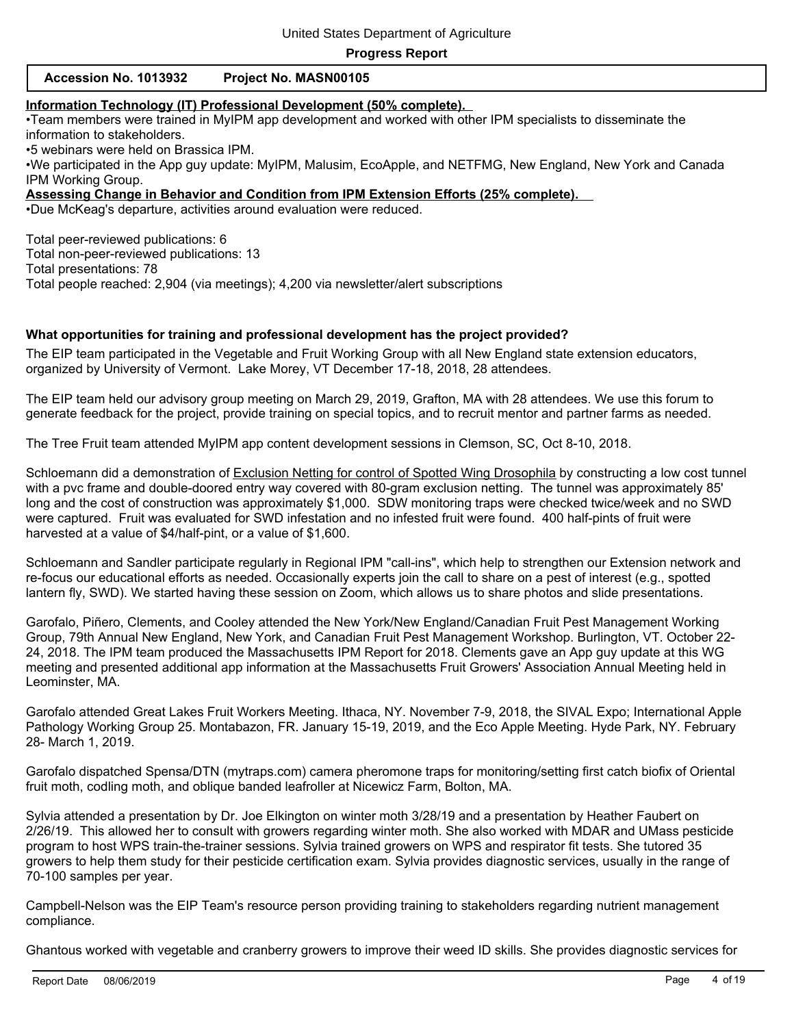**Information Technology (IT) Professional Development (50% complete).**

•Team members were trained in MyIPM app development and worked with other IPM specialists to disseminate the information to stakeholders.

•5 webinars were held on Brassica IPM.

•We participated in the App guy update: MyIPM, Malusim, EcoApple, and NETFMG, New England, New York and Canada IPM Working Group.

**Assessing Change in Behavior and Condition from IPM Extension Efforts (25% complete).**

•Due McKeag's departure, activities around evaluation were reduced.

Total peer-reviewed publications: 6
Total non-peer-reviewed publications: 13
Total presentations: 78
Total people reached: 2,904 (via meetings); 4,200 via newsletter/alert subscriptions

**What opportunities for training and professional development has the project provided?**

The EIP team participated in the Vegetable and Fruit Working Group with all New England state extension educators, organized by University of Vermont. Lake Morey, VT December 17-18, 2018, 28 attendees.

The EIP team held our advisory group meeting on March 29, 2019, Grafton, MA with 28 attendees. We use this forum to generate feedback for the project, provide training on special topics, and to recruit mentor and partner farms as needed.

The Tree Fruit team attended MyIPM app content development sessions in Clemson, SC, Oct 8-10, 2018.

Schloemann did a demonstration of Exclusion Netting for control of Spotted Wing Drosophila by constructing a low cost tunnel with a pvc frame and double-doored entry way covered with 80-gram exclusion netting. The tunnel was approximately 85' long and the cost of construction was approximately $1,000. SDW monitoring traps were checked twice/week and no SWD were captured. Fruit was evaluated for SWD infestation and no infested fruit were found. 400 half-pints of fruit were harvested at a value of $4/half-pint, or a value of $1,600.

Schloemann and Sandler participate regularly in Regional IPM "call-ins", which help to strengthen our Extension network and re-focus our educational efforts as needed. Occasionally experts join the call to share on a pest of interest (e.g., spotted lantern fly, SWD). We started having these session on Zoom, which allows us to share photos and slide presentations.

Garofalo, Piñero, Clements, and Cooley attended the New York/New England/Canadian Fruit Pest Management Working Group, 79th Annual New England, New York, and Canadian Fruit Pest Management Workshop. Burlington, VT. October 22-24, 2018. The IPM team produced the Massachusetts IPM Report for 2018. Clements gave an App guy update at this WG meeting and presented additional app information at the Massachusetts Fruit Growers' Association Annual Meeting held in Leominster, MA.

Garofalo attended Great Lakes Fruit Workers Meeting. Ithaca, NY. November 7-9, 2018, the SIVAL Expo; International Apple Pathology Working Group 25. Montabazon, FR. January 15-19, 2019, and the Eco Apple Meeting. Hyde Park, NY. February 28- March 1, 2019.

Garofalo dispatched Spensa/DTN (mytraps.com) camera pheromone traps for monitoring/setting first catch biofix of Oriental fruit moth, codling moth, and oblique banded leafroller at Nicewicz Farm, Bolton, MA.

Sylvia attended a presentation by Dr. Joe Elkington on winter moth 3/28/19 and a presentation by Heather Faubert on 2/26/19. This allowed her to consult with growers regarding winter moth. She also worked with MDAR and UMass pesticide program to host WPS train-the-trainer sessions. Sylvia trained growers on WPS and respirator fit tests. She tutored 35 growers to help them study for their pesticide certification exam. Sylvia provides diagnostic services, usually in the range of 70-100 samples per year.

Campbell-Nelson was the EIP Team's resource person providing training to stakeholders regarding nutrient management compliance.

Ghantous worked with vegetable and cranberry growers to improve their weed ID skills. She provides diagnostic services for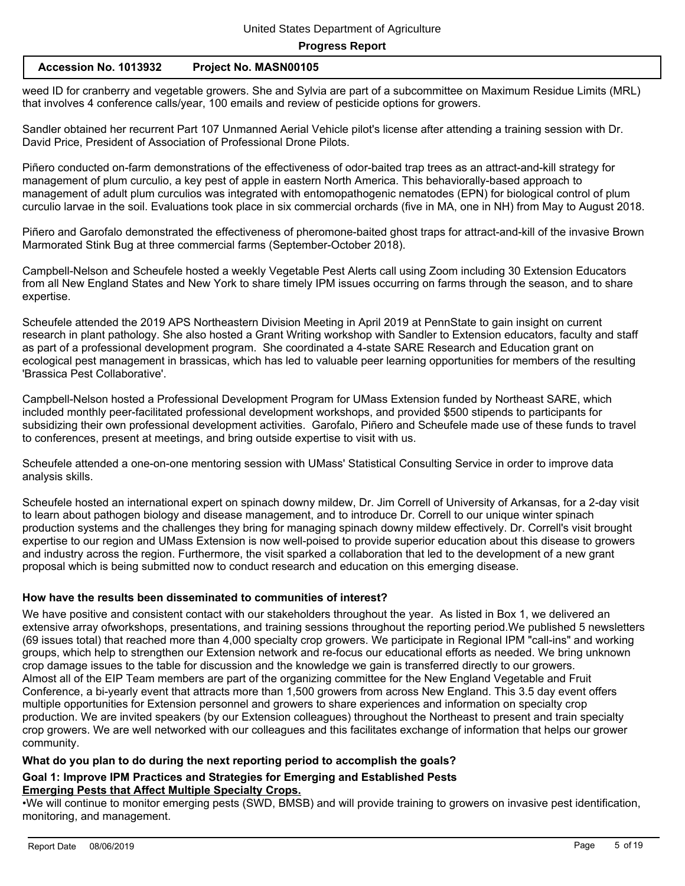weed ID for cranberry and vegetable growers. She and Sylvia are part of a subcommittee on Maximum Residue Limits (MRL) that involves 4 conference calls/year, 100 emails and review of pesticide options for growers.

Sandler obtained her recurrent Part 107 Unmanned Aerial Vehicle pilot's license after attending a training session with Dr. David Price, President of Association of Professional Drone Pilots.

Piñero conducted on-farm demonstrations of the effectiveness of odor-baited trap trees as an attract-and-kill strategy for management of plum curculio, a key pest of apple in eastern North America. This behaviorally-based approach to management of adult plum curculios was integrated with entomopathogenic nematodes (EPN) for biological control of plum curculio larvae in the soil. Evaluations took place in six commercial orchards (five in MA, one in NH) from May to August 2018.

Piñero and Garofalo demonstrated the effectiveness of pheromone-baited ghost traps for attract-and-kill of the invasive Brown Marmorated Stink Bug at three commercial farms (September-October 2018).

Campbell-Nelson and Scheufele hosted a weekly Vegetable Pest Alerts call using Zoom including 30 Extension Educators from all New England States and New York to share timely IPM issues occurring on farms through the season, and to share expertise.

Scheufele attended the 2019 APS Northeastern Division Meeting in April 2019 at PennState to gain insight on current research in plant pathology. She also hosted a Grant Writing workshop with Sandler to Extension educators, faculty and staff as part of a professional development program. She coordinated a 4-state SARE Research and Education grant on ecological pest management in brassicas, which has led to valuable peer learning opportunities for members of the resulting 'Brassica Pest Collaborative'.

Campbell-Nelson hosted a Professional Development Program for UMass Extension funded by Northeast SARE, which included monthly peer-facilitated professional development workshops, and provided $500 stipends to participants for subsidizing their own professional development activities. Garofalo, Piñero and Scheufele made use of these funds to travel to conferences, present at meetings, and bring outside expertise to visit with us.

Scheufele attended a one-on-one mentoring session with UMass' Statistical Consulting Service in order to improve data analysis skills.

Scheufele hosted an international expert on spinach downy mildew, Dr. Jim Correll of University of Arkansas, for a 2-day visit to learn about pathogen biology and disease management, and to introduce Dr. Correll to our unique winter spinach production systems and the challenges they bring for managing spinach downy mildew effectively. Dr. Correll's visit brought expertise to our region and UMass Extension is now well-poised to provide superior education about this disease to growers and industry across the region. Furthermore, the visit sparked a collaboration that led to the development of a new grant proposal which is being submitted now to conduct research and education on this emerging disease.

**How have the results been disseminated to communities of interest?**

We have positive and consistent contact with our stakeholders throughout the year. As listed in Box 1, we delivered an extensive array ofworkshops, presentations, and training sessions throughout the reporting period.We published 5 newsletters (69 issues total) that reached more than 4,000 specialty crop growers. We participate in Regional IPM "call-ins" and working groups, which help to strengthen our Extension network and re-focus our educational efforts as needed. We bring unknown crop damage issues to the table for discussion and the knowledge we gain is transferred directly to our growers.
Almost all of the EIP Team members are part of the organizing committee for the New England Vegetable and Fruit Conference, a bi-yearly event that attracts more than 1,500 growers from across New England. This 3.5 day event offers multiple opportunities for Extension personnel and growers to share experiences and information on specialty crop production. We are invited speakers (by our Extension colleagues) throughout the Northeast to present and train specialty crop growers. We are well networked with our colleagues and this facilitates exchange of information that helps our grower community.

**What do you plan to do during the next reporting period to accomplish the goals?**

**Goal 1: Improve IPM Practices and Strategies for Emerging and Established Pests**
**Emerging Pests that Affect Multiple Specialty Crops.**

•We will continue to monitor emerging pests (SWD, BMSB) and will provide training to growers on invasive pest identification, monitoring, and management.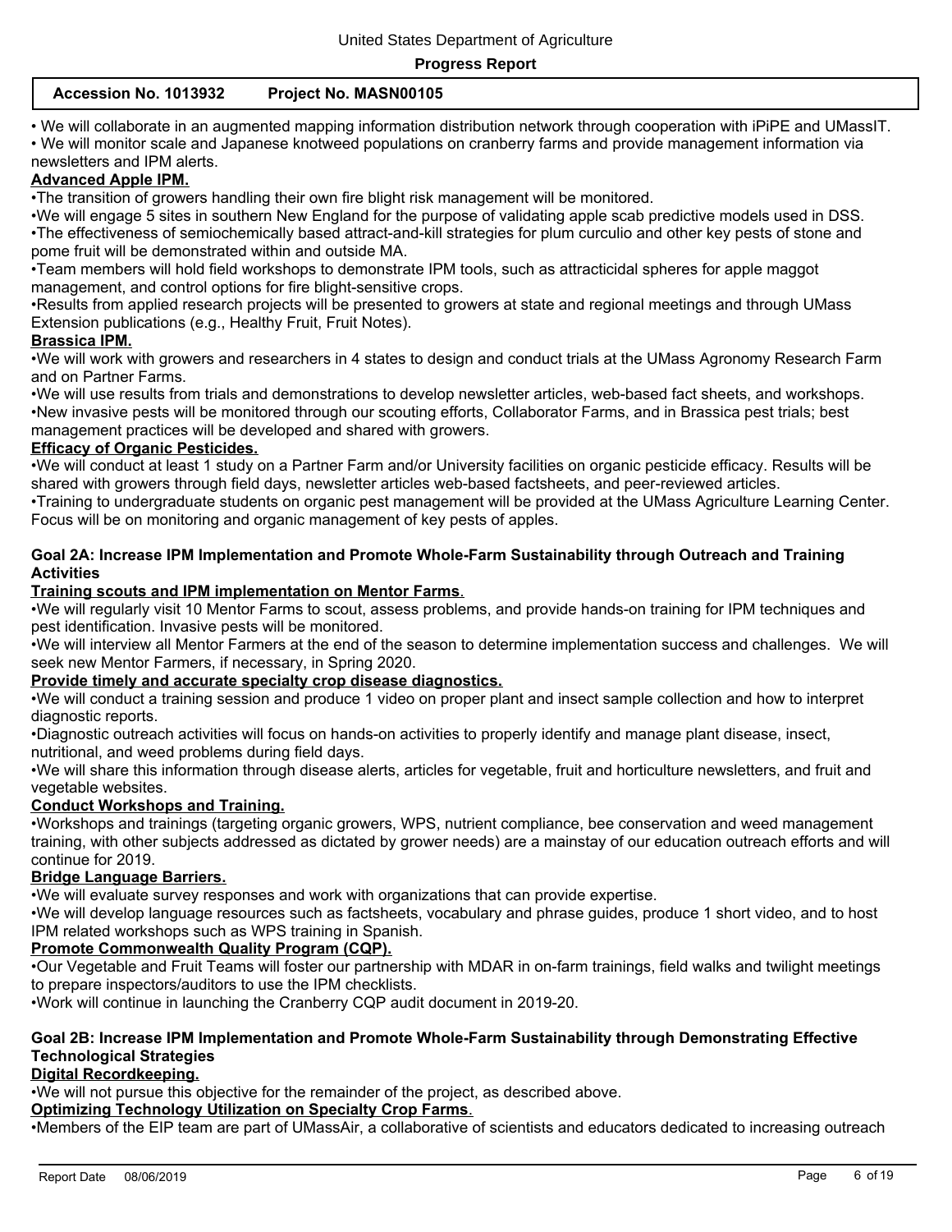• We will collaborate in an augmented mapping information distribution network through cooperation with iPiPE and UMassIT.
• We will monitor scale and Japanese knotweed populations on cranberry farms and provide management information via newsletters and IPM alerts.

**Advanced Apple IPM.**

•The transition of growers handling their own fire blight risk management will be monitored.
•We will engage 5 sites in southern New England for the purpose of validating apple scab predictive models used in DSS.
•The effectiveness of semiochemically based attract-and-kill strategies for plum curculio and other key pests of stone and pome fruit will be demonstrated within and outside MA.
•Team members will hold field workshops to demonstrate IPM tools, such as attracticidal spheres for apple maggot management, and control options for fire blight-sensitive crops.
•Results from applied research projects will be presented to growers at state and regional meetings and through UMass Extension publications (e.g., Healthy Fruit, Fruit Notes).

**Brassica IPM.**

•We will work with growers and researchers in 4 states to design and conduct trials at the UMass Agronomy Research Farm and on Partner Farms.
•We will use results from trials and demonstrations to develop newsletter articles, web-based fact sheets, and workshops.
•New invasive pests will be monitored through our scouting efforts, Collaborator Farms, and in Brassica pest trials; best management practices will be developed and shared with growers.

**Efficacy of Organic Pesticides.**

•We will conduct at least 1 study on a Partner Farm and/or University facilities on organic pesticide efficacy. Results will be shared with growers through field days, newsletter articles web-based factsheets, and peer-reviewed articles.
•Training to undergraduate students on organic pest management will be provided at the UMass Agriculture Learning Center. Focus will be on monitoring and organic management of key pests of apples.

**Goal 2A: Increase IPM Implementation and Promote Whole-Farm Sustainability through Outreach and Training Activities**

**Training scouts and IPM implementation on Mentor Farms.**

•We will regularly visit 10 Mentor Farms to scout, assess problems, and provide hands-on training for IPM techniques and pest identification. Invasive pests will be monitored.
•We will interview all Mentor Farmers at the end of the season to determine implementation success and challenges. We will seek new Mentor Farmers, if necessary, in Spring 2020.

**Provide timely and accurate specialty crop disease diagnostics.**

•We will conduct a training session and produce 1 video on proper plant and insect sample collection and how to interpret diagnostic reports.
•Diagnostic outreach activities will focus on hands-on activities to properly identify and manage plant disease, insect, nutritional, and weed problems during field days.
•We will share this information through disease alerts, articles for vegetable, fruit and horticulture newsletters, and fruit and vegetable websites.

**Conduct Workshops and Training.**

•Workshops and trainings (targeting organic growers, WPS, nutrient compliance, bee conservation and weed management training, with other subjects addressed as dictated by grower needs) are a mainstay of our education outreach efforts and will continue for 2019.

**Bridge Language Barriers.**

•We will evaluate survey responses and work with organizations that can provide expertise.
•We will develop language resources such as factsheets, vocabulary and phrase guides, produce 1 short video, and to host IPM related workshops such as WPS training in Spanish.

**Promote Commonwealth Quality Program (CQP).**

•Our Vegetable and Fruit Teams will foster our partnership with MDAR in on-farm trainings, field walks and twilight meetings to prepare inspectors/auditors to use the IPM checklists.
•Work will continue in launching the Cranberry CQP audit document in 2019-20.

**Goal 2B: Increase IPM Implementation and Promote Whole-Farm Sustainability through Demonstrating Effective Technological Strategies**

**Digital Recordkeeping.**

•We will not pursue this objective for the remainder of the project, as described above.

**Optimizing Technology Utilization on Specialty Crop Farms.**

•Members of the EIP team are part of UMassAir, a collaborative of scientists and educators dedicated to increasing outreach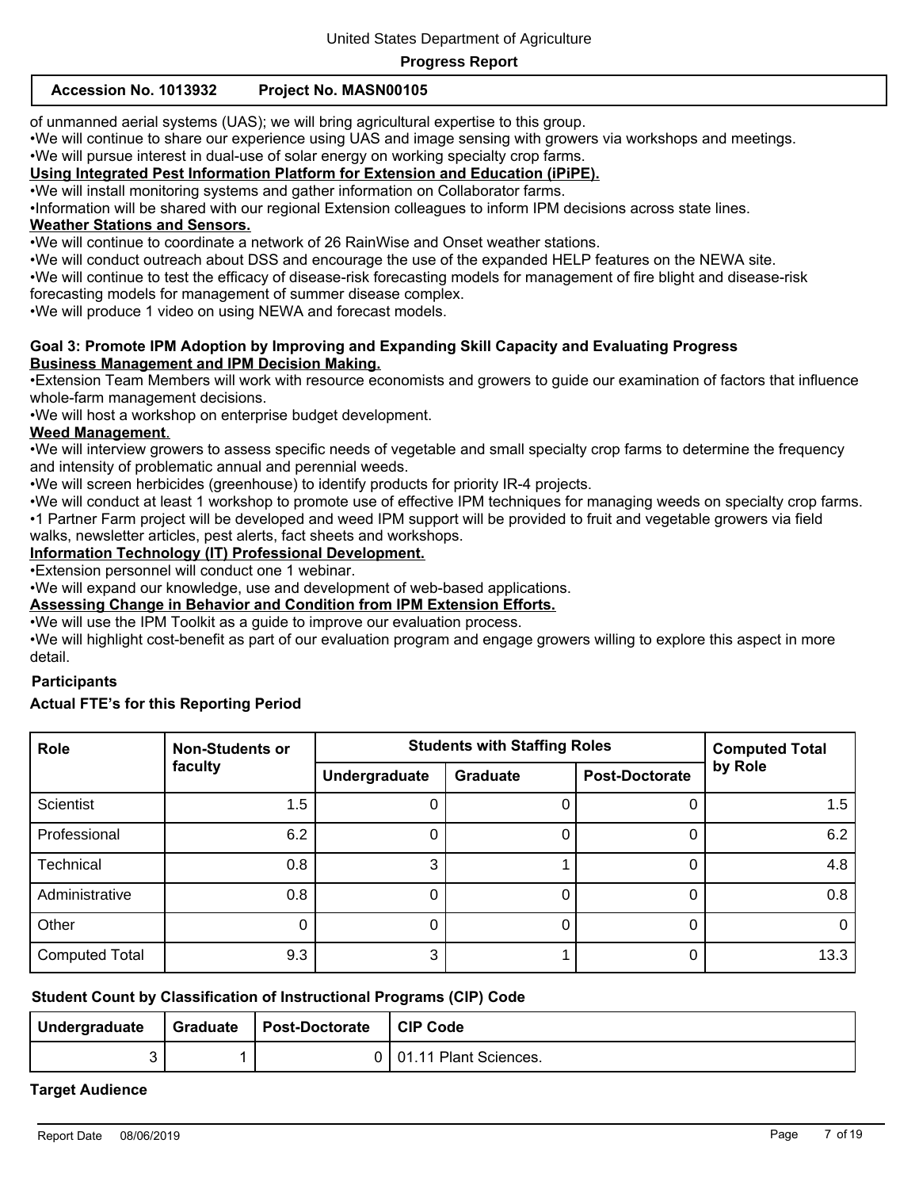of unmanned aerial systems (UAS); we will bring agricultural expertise to this group.
•We will continue to share our experience using UAS and image sensing with growers via workshops and meetings.
•We will pursue interest in dual-use of solar energy on working specialty crop farms.

**Using Integrated Pest Information Platform for Extension and Education (iPiPE).**

•We will install monitoring systems and gather information on Collaborator farms.
•Information will be shared with our regional Extension colleagues to inform IPM decisions across state lines.

**Weather Stations and Sensors.**

•We will continue to coordinate a network of 26 RainWise and Onset weather stations.
•We will conduct outreach about DSS and encourage the use of the expanded HELP features on the NEWA site.
•We will continue to test the efficacy of disease-risk forecasting models for management of fire blight and disease-risk forecasting models for management of summer disease complex.
•We will produce 1 video on using NEWA and forecast models.

**Goal 3: Promote IPM Adoption by Improving and Expanding Skill Capacity and Evaluating Progress**

**Business Management and IPM Decision Making.**

•Extension Team Members will work with resource economists and growers to guide our examination of factors that influence whole-farm management decisions.
•We will host a workshop on enterprise budget development.

**Weed Management**.

•We will interview growers to assess specific needs of vegetable and small specialty crop farms to determine the frequency and intensity of problematic annual and perennial weeds.
•We will screen herbicides (greenhouse) to identify products for priority IR-4 projects.
•We will conduct at least 1 workshop to promote use of effective IPM techniques for managing weeds on specialty crop farms.
•1 Partner Farm project will be developed and weed IPM support will be provided to fruit and vegetable growers via field walks, newsletter articles, pest alerts, fact sheets and workshops.

**Information Technology (IT) Professional Development.**

•Extension personnel will conduct one 1 webinar.
•We will expand our knowledge, use and development of web-based applications.

**Assessing Change in Behavior and Condition from IPM Extension Efforts.**

•We will use the IPM Toolkit as a guide to improve our evaluation process.
•We will highlight cost-benefit as part of our evaluation program and engage growers willing to explore this aspect in more detail.

**Participants**

**Actual FTE's for this Reporting Period**

| Role | Non-Students or faculty | Students with Staffing Roles | | | Computed Total by Role |
|---|---|---|---|---|---|
| | | Undergraduate | Graduate | Post-Doctorate | |
| Scientist | 1.5 | 0 | 0 | 0 | 1.5 |
| Professional | 6.2 | 0 | 0 | 0 | 6.2 |
| Technical | 0.8 | 3 | 1 | 0 | 4.8 |
| Administrative | 0.8 | 0 | 0 | 0 | 0.8 |
| Other | 0 | 0 | 0 | 0 | 0 |
| Computed Total | 9.3 | 3 | 1 | 0 | 13.3 |

**Student Count by Classification of Instructional Programs (CIP) Code**

| Undergraduate | Graduate | Post-Doctorate | CIP Code |
|---|---|---|---|
| 3 | 1 | 0 | 01.11 Plant Sciences. |

**Target Audience**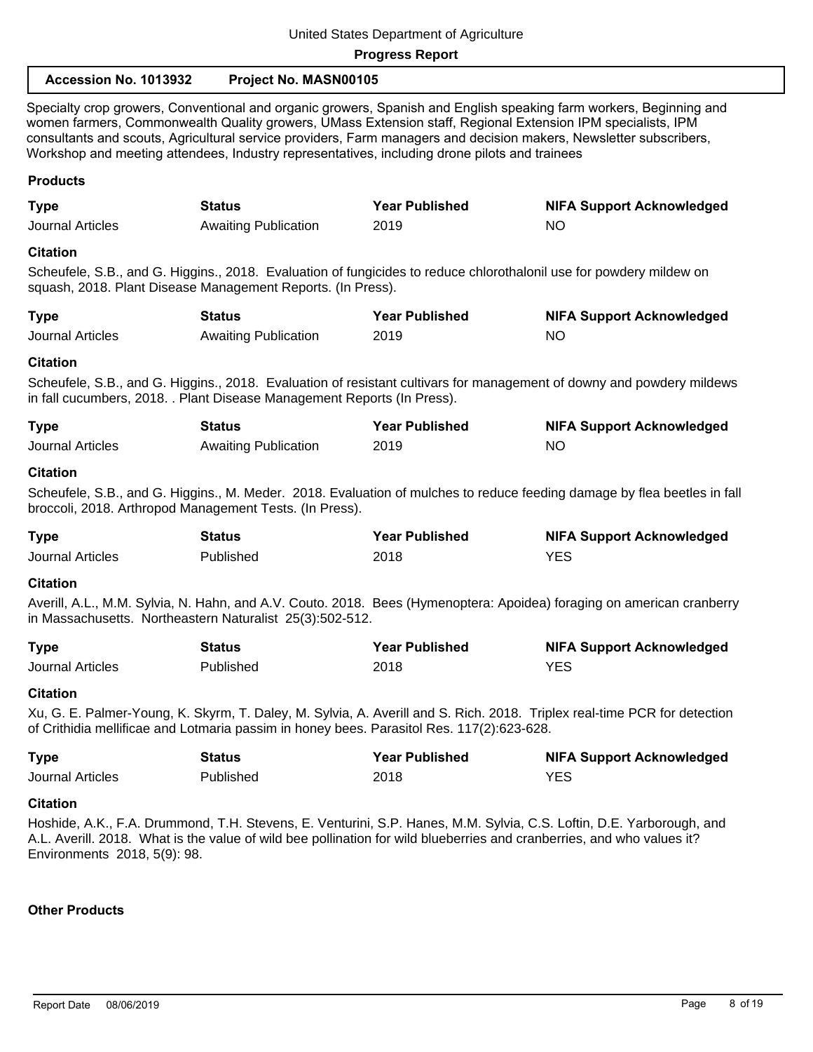Specialty crop growers, Conventional and organic growers, Spanish and English speaking farm workers, Beginning and women farmers, Commonwealth Quality growers, UMass Extension staff, Regional Extension IPM specialists, IPM consultants and scouts, Agricultural service providers, Farm managers and decision makers, Newsletter subscribers, Workshop and meeting attendees, Industry representatives, including drone pilots and trainees

### Products

| Type | Status | Year Published | NIFA Support Acknowledged |
|---|---|---|---|
| Journal Articles | Awaiting Publication | 2019 | NO |

**Citation**

Scheufele, S.B., and G. Higgins., 2018. Evaluation of fungicides to reduce chlorothalonil use for powdery mildew on squash, 2018. Plant Disease Management Reports. (In Press).

| Type | Status | Year Published | NIFA Support Acknowledged |
|---|---|---|---|
| Journal Articles | Awaiting Publication | 2019 | NO |

**Citation**

Scheufele, S.B., and G. Higgins., 2018. Evaluation of resistant cultivars for management of downy and powdery mildews in fall cucumbers, 2018. . Plant Disease Management Reports (In Press).

| Type | Status | Year Published | NIFA Support Acknowledged |
|---|---|---|---|
| Journal Articles | Awaiting Publication | 2019 | NO |

**Citation**

Scheufele, S.B., and G. Higgins., M. Meder. 2018. Evaluation of mulches to reduce feeding damage by flea beetles in fall broccoli, 2018. Arthropod Management Tests. (In Press).

| Type | Status | Year Published | NIFA Support Acknowledged |
|---|---|---|---|
| Journal Articles | Published | 2018 | YES |

**Citation**

Averill, A.L., M.M. Sylvia, N. Hahn, and A.V. Couto. 2018. Bees (Hymenoptera: Apoidea) foraging on american cranberry in Massachusetts. Northeastern Naturalist 25(3):502-512.

| Type | Status | Year Published | NIFA Support Acknowledged |
|---|---|---|---|
| Journal Articles | Published | 2018 | YES |

**Citation**

Xu, G. E. Palmer-Young, K. Skyrm, T. Daley, M. Sylvia, A. Averill and S. Rich. 2018. Triplex real-time PCR for detection of Crithidia mellificae and Lotmaria passim in honey bees. Parasitol Res. 117(2):623-628.

| Type | Status | Year Published | NIFA Support Acknowledged |
|---|---|---|---|
| Journal Articles | Published | 2018 | YES |

**Citation**

Hoshide, A.K., F.A. Drummond, T.H. Stevens, E. Venturini, S.P. Hanes, M.M. Sylvia, C.S. Loftin, D.E. Yarborough, and A.L. Averill. 2018. What is the value of wild bee pollination for wild blueberries and cranberries, and who values it? Environments 2018, 5(9): 98.

### Other Products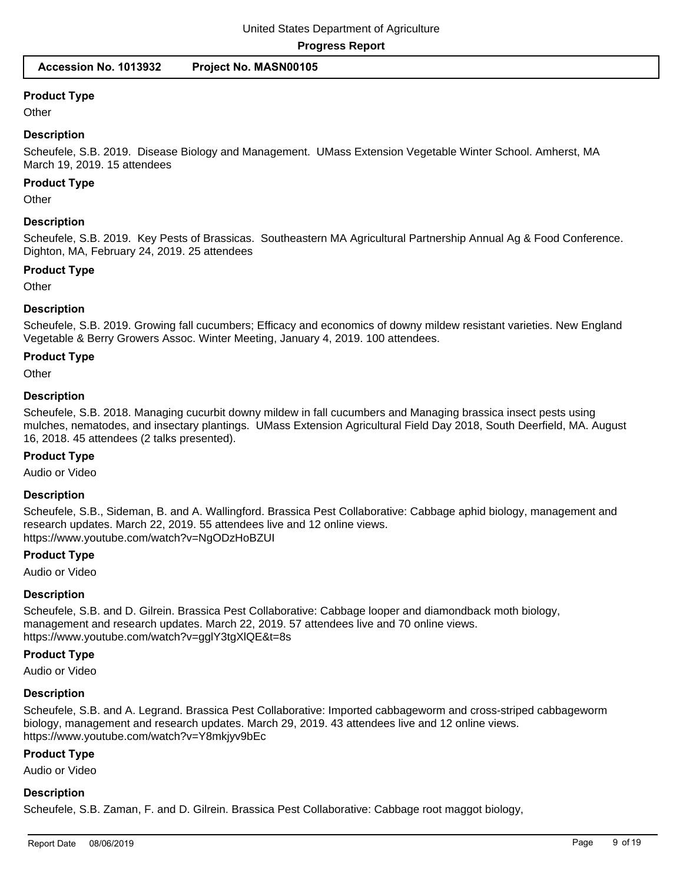### Product Type

Other

### Description

Scheufele, S.B. 2019. Disease Biology and Management. UMass Extension Vegetable Winter School. Amherst, MA March 19, 2019. 15 attendees

### Product Type

Other

### Description

Scheufele, S.B. 2019. Key Pests of Brassicas. Southeastern MA Agricultural Partnership Annual Ag & Food Conference. Dighton, MA, February 24, 2019. 25 attendees

### Product Type

Other

### Description

Scheufele, S.B. 2019. Growing fall cucumbers; Efficacy and economics of downy mildew resistant varieties. New England Vegetable & Berry Growers Assoc. Winter Meeting, January 4, 2019. 100 attendees.

### Product Type

Other

### Description

Scheufele, S.B. 2018. Managing cucurbit downy mildew in fall cucumbers and Managing brassica insect pests using mulches, nematodes, and insectary plantings. UMass Extension Agricultural Field Day 2018, South Deerfield, MA. August 16, 2018. 45 attendees (2 talks presented).

### Product Type

Audio or Video

### Description

Scheufele, S.B., Sideman, B. and A. Wallingford. Brassica Pest Collaborative: Cabbage aphid biology, management and research updates. March 22, 2019. 55 attendees live and 12 online views.
https://www.youtube.com/watch?v=NgODzHoBZUI

### Product Type

Audio or Video

### Description

Scheufele, S.B. and D. Gilrein. Brassica Pest Collaborative: Cabbage looper and diamondback moth biology, management and research updates. March 22, 2019. 57 attendees live and 70 online views.
https://www.youtube.com/watch?v=gglY3tgXlQE&t=8s

### Product Type

Audio or Video

### Description

Scheufele, S.B. and A. Legrand. Brassica Pest Collaborative: Imported cabbageworm and cross-striped cabbageworm biology, management and research updates. March 29, 2019. 43 attendees live and 12 online views.
https://www.youtube.com/watch?v=Y8mkjyv9bEc

### Product Type

Audio or Video

### Description

Scheufele, S.B. Zaman, F. and D. Gilrein. Brassica Pest Collaborative: Cabbage root maggot biology,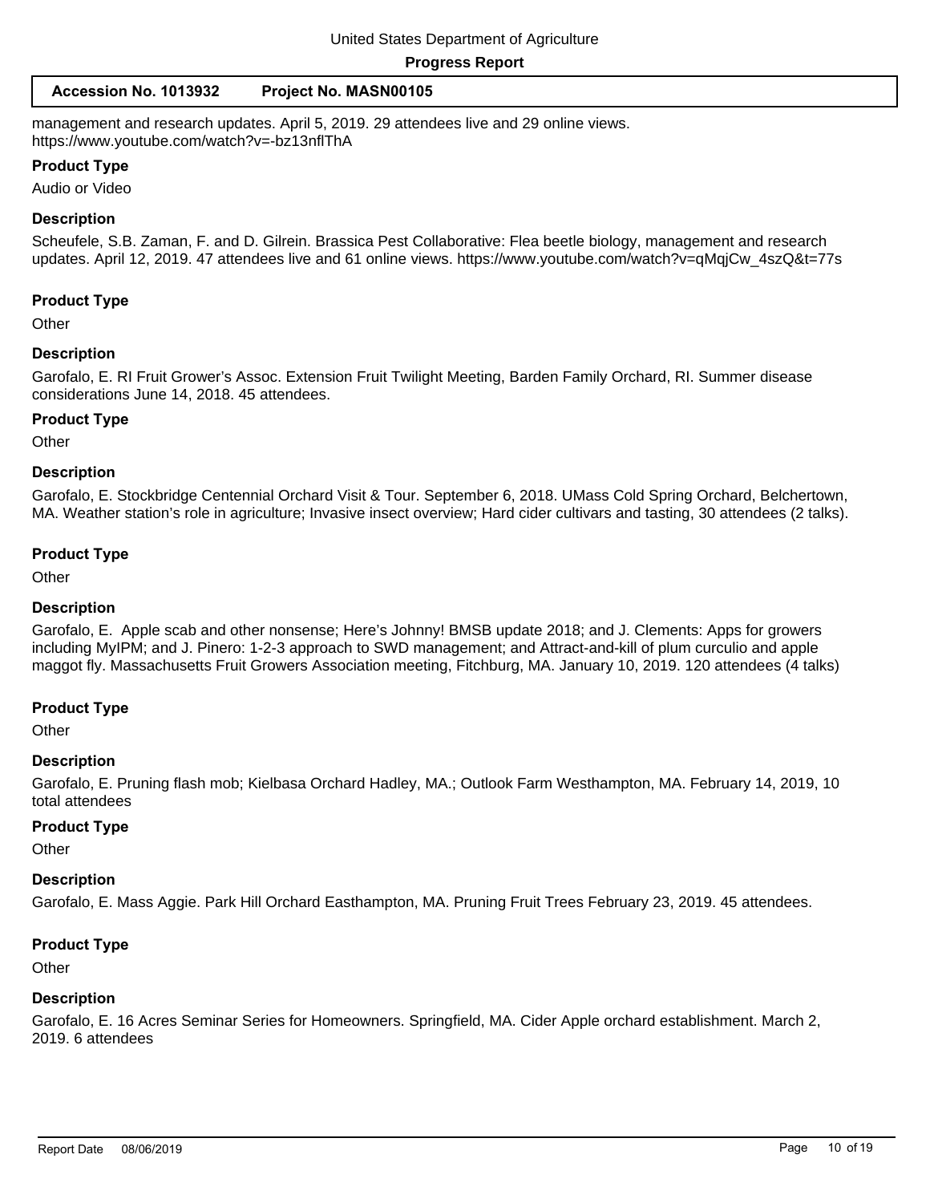management and research updates. April 5, 2019. 29 attendees live and 29 online views. https://www.youtube.com/watch?v=-bz13nflThA

### Product Type

Audio or Video

### Description

Scheufele, S.B. Zaman, F. and D. Gilrein. Brassica Pest Collaborative: Flea beetle biology, management and research updates. April 12, 2019. 47 attendees live and 61 online views. https://www.youtube.com/watch?v=qMqjCw_4szQ&t=77s

### Product Type

Other

### Description

Garofalo, E. RI Fruit Grower's Assoc. Extension Fruit Twilight Meeting, Barden Family Orchard, RI. Summer disease considerations June 14, 2018. 45 attendees.

### Product Type

Other

### Description

Garofalo, E. Stockbridge Centennial Orchard Visit & Tour. September 6, 2018. UMass Cold Spring Orchard, Belchertown, MA. Weather station's role in agriculture; Invasive insect overview; Hard cider cultivars and tasting, 30 attendees (2 talks).

### Product Type

Other

### Description

Garofalo, E. Apple scab and other nonsense; Here's Johnny! BMSB update 2018; and J. Clements: Apps for growers including MyIPM; and J. Pinero: 1-2-3 approach to SWD management; and Attract-and-kill of plum curculio and apple maggot fly. Massachusetts Fruit Growers Association meeting, Fitchburg, MA. January 10, 2019. 120 attendees (4 talks)

### Product Type

Other

### Description

Garofalo, E. Pruning flash mob; Kielbasa Orchard Hadley, MA.; Outlook Farm Westhampton, MA. February 14, 2019, 10 total attendees

### Product Type

Other

### Description

Garofalo, E. Mass Aggie. Park Hill Orchard Easthampton, MA. Pruning Fruit Trees February 23, 2019. 45 attendees.

### Product Type

Other

### Description

Garofalo, E. 16 Acres Seminar Series for Homeowners. Springfield, MA. Cider Apple orchard establishment. March 2, 2019. 6 attendees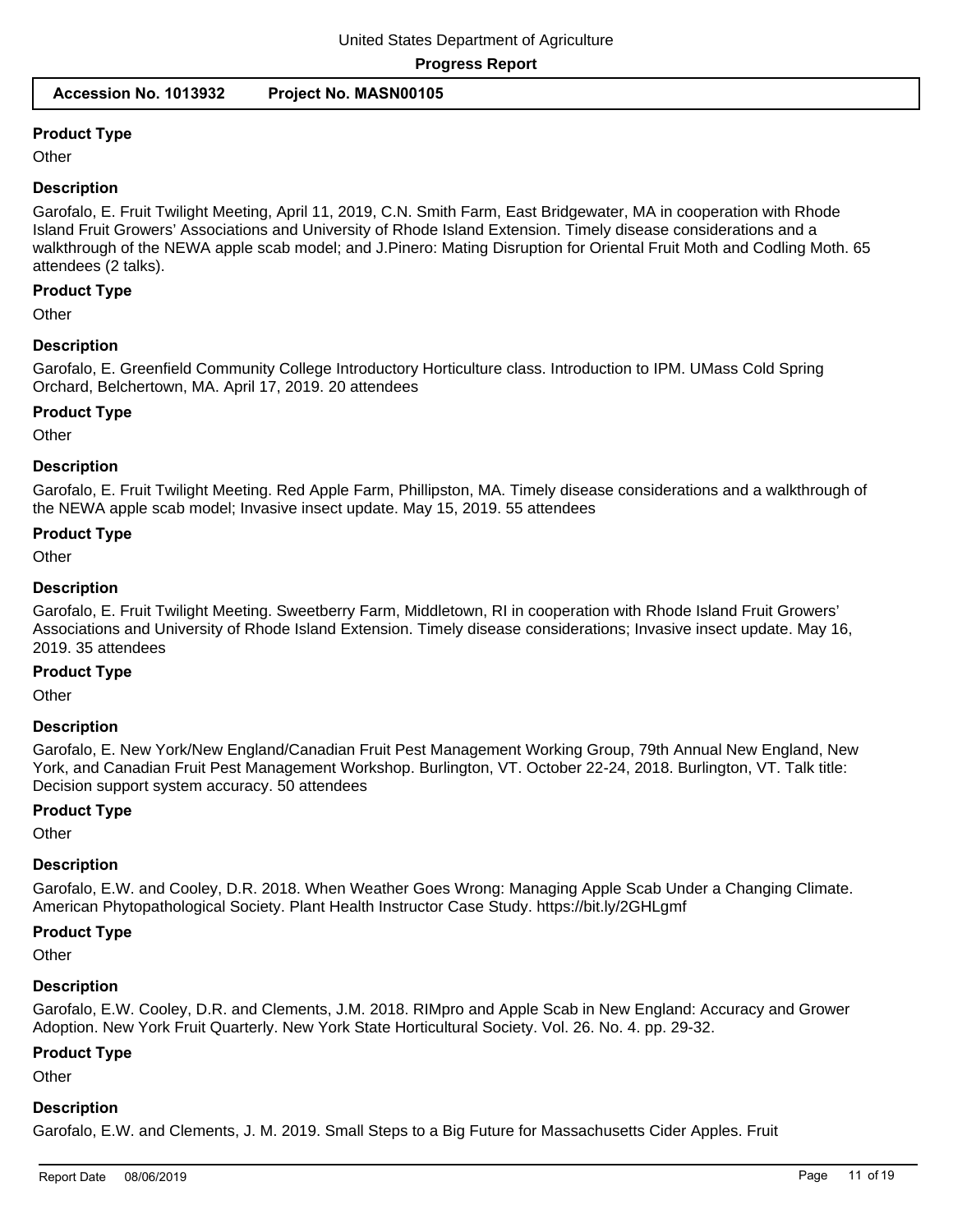### Product Type

Other

### Description

Garofalo, E. Fruit Twilight Meeting, April 11, 2019, C.N. Smith Farm, East Bridgewater, MA in cooperation with Rhode Island Fruit Growers' Associations and University of Rhode Island Extension. Timely disease considerations and a walkthrough of the NEWA apple scab model; and J.Pinero: Mating Disruption for Oriental Fruit Moth and Codling Moth. 65 attendees (2 talks).

### Product Type

Other

### Description

Garofalo, E. Greenfield Community College Introductory Horticulture class. Introduction to IPM. UMass Cold Spring Orchard, Belchertown, MA. April 17, 2019. 20 attendees

### Product Type

Other

### Description

Garofalo, E. Fruit Twilight Meeting. Red Apple Farm, Phillipston, MA. Timely disease considerations and a walkthrough of the NEWA apple scab model; Invasive insect update. May 15, 2019. 55 attendees

### Product Type

Other

### Description

Garofalo, E. Fruit Twilight Meeting. Sweetberry Farm, Middletown, RI in cooperation with Rhode Island Fruit Growers' Associations and University of Rhode Island Extension. Timely disease considerations; Invasive insect update. May 16, 2019. 35 attendees

### Product Type

Other

### Description

Garofalo, E. New York/New England/Canadian Fruit Pest Management Working Group, 79th Annual New England, New York, and Canadian Fruit Pest Management Workshop. Burlington, VT. October 22-24, 2018. Burlington, VT. Talk title: Decision support system accuracy. 50 attendees

### Product Type

Other

### Description

Garofalo, E.W. and Cooley, D.R. 2018. When Weather Goes Wrong: Managing Apple Scab Under a Changing Climate. American Phytopathological Society. Plant Health Instructor Case Study. https://bit.ly/2GHLgmf

### Product Type

Other

### Description

Garofalo, E.W. Cooley, D.R. and Clements, J.M. 2018. RIMpro and Apple Scab in New England: Accuracy and Grower Adoption. New York Fruit Quarterly. New York State Horticultural Society. Vol. 26. No. 4. pp. 29-32.

### Product Type

Other

### Description

Garofalo, E.W. and Clements, J. M. 2019. Small Steps to a Big Future for Massachusetts Cider Apples. Fruit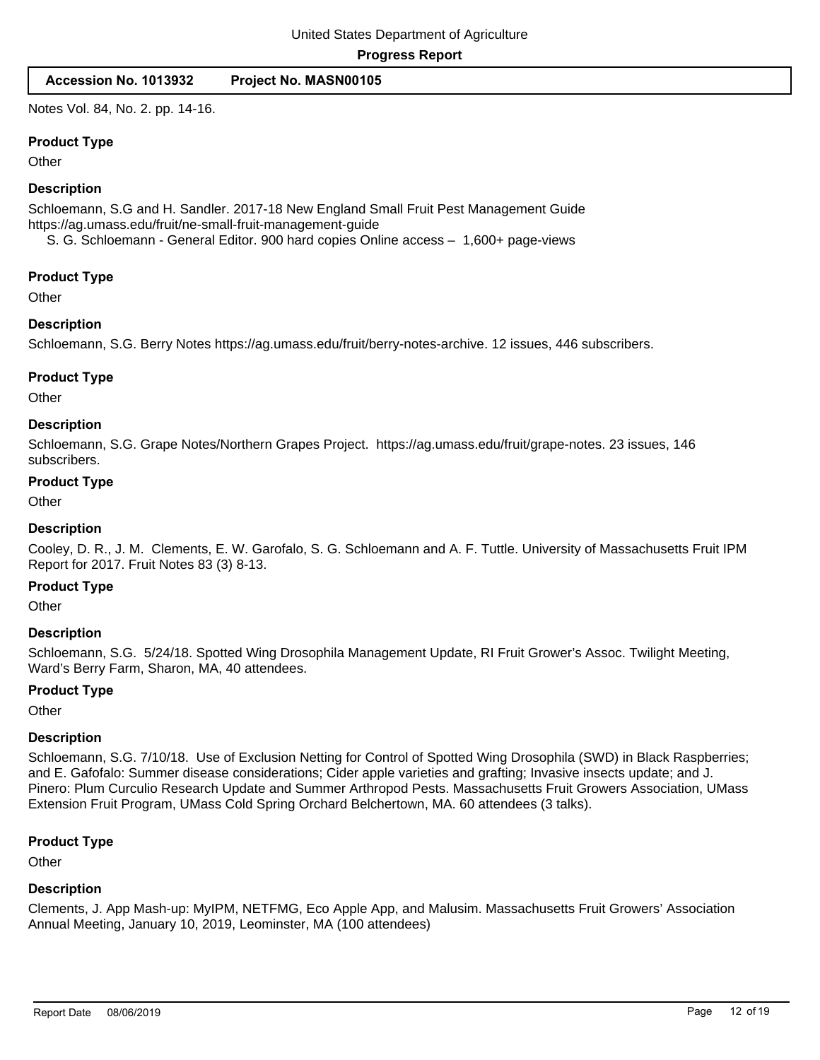Notes Vol. 84, No. 2. pp. 14-16.

**Product Type**

Other

**Description**

Schloemann, S.G and H. Sandler. 2017-18 New England Small Fruit Pest Management Guide https://ag.umass.edu/fruit/ne-small-fruit-management-guide
S. G. Schloemann - General Editor. 900 hard copies Online access – 1,600+ page-views

**Product Type**

Other

**Description**

Schloemann, S.G. Berry Notes https://ag.umass.edu/fruit/berry-notes-archive. 12 issues, 446 subscribers.

**Product Type**

Other

**Description**

Schloemann, S.G. Grape Notes/Northern Grapes Project. https://ag.umass.edu/fruit/grape-notes. 23 issues, 146 subscribers.

**Product Type**

Other

**Description**

Cooley, D. R., J. M. Clements, E. W. Garofalo, S. G. Schloemann and A. F. Tuttle. University of Massachusetts Fruit IPM Report for 2017. Fruit Notes 83 (3) 8-13.

**Product Type**

Other

**Description**

Schloemann, S.G. 5/24/18. Spotted Wing Drosophila Management Update, RI Fruit Grower's Assoc. Twilight Meeting, Ward's Berry Farm, Sharon, MA, 40 attendees.

**Product Type**

Other

**Description**

Schloemann, S.G. 7/10/18. Use of Exclusion Netting for Control of Spotted Wing Drosophila (SWD) in Black Raspberries; and E. Gafofalo: Summer disease considerations; Cider apple varieties and grafting; Invasive insects update; and J. Pinero: Plum Curculio Research Update and Summer Arthropod Pests. Massachusetts Fruit Growers Association, UMass Extension Fruit Program, UMass Cold Spring Orchard Belchertown, MA. 60 attendees (3 talks).

**Product Type**

Other

**Description**

Clements, J. App Mash-up: MyIPM, NETFMG, Eco Apple App, and Malusim. Massachusetts Fruit Growers' Association Annual Meeting, January 10, 2019, Leominster, MA (100 attendees)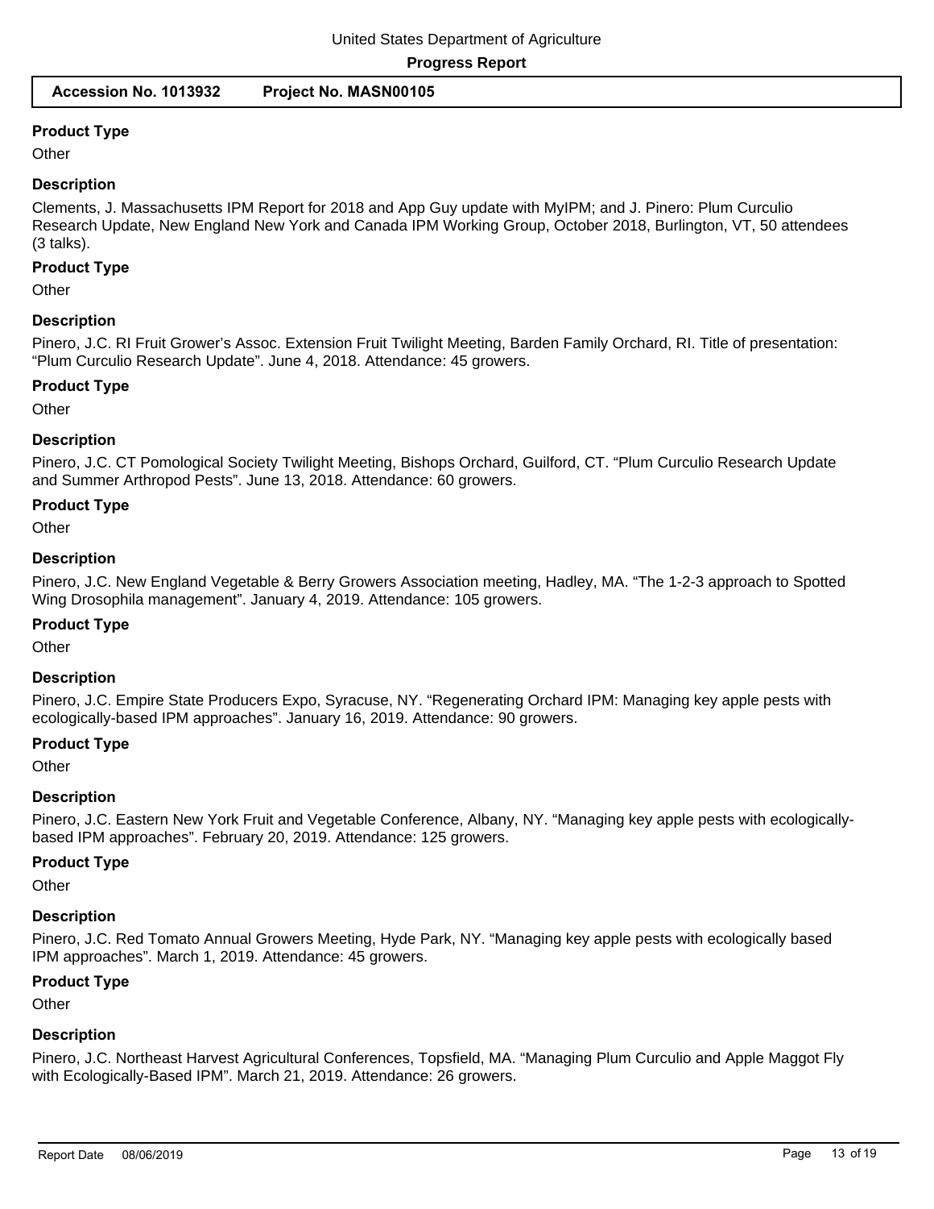**Product Type**

Other

**Description**

Clements, J. Massachusetts IPM Report for 2018 and App Guy update with MyIPM; and J. Pinero: Plum Curculio Research Update, New England New York and Canada IPM Working Group, October 2018, Burlington, VT, 50 attendees (3 talks).

**Product Type**

Other

**Description**

Pinero, J.C. RI Fruit Grower's Assoc. Extension Fruit Twilight Meeting, Barden Family Orchard, RI. Title of presentation: "Plum Curculio Research Update". June 4, 2018. Attendance: 45 growers.

**Product Type**

Other

**Description**

Pinero, J.C. CT Pomological Society Twilight Meeting, Bishops Orchard, Guilford, CT. "Plum Curculio Research Update and Summer Arthropod Pests". June 13, 2018. Attendance: 60 growers.

**Product Type**

Other

**Description**

Pinero, J.C. New England Vegetable & Berry Growers Association meeting, Hadley, MA. "The 1-2-3 approach to Spotted Wing Drosophila management". January 4, 2019. Attendance: 105 growers.

**Product Type**

Other

**Description**

Pinero, J.C. Empire State Producers Expo, Syracuse, NY. "Regenerating Orchard IPM: Managing key apple pests with ecologically-based IPM approaches". January 16, 2019. Attendance: 90 growers.

**Product Type**

Other

**Description**

Pinero, J.C. Eastern New York Fruit and Vegetable Conference, Albany, NY. "Managing key apple pests with ecologically-based IPM approaches". February 20, 2019. Attendance: 125 growers.

**Product Type**

Other

**Description**

Pinero, J.C. Red Tomato Annual Growers Meeting, Hyde Park, NY. "Managing key apple pests with ecologically based IPM approaches". March 1, 2019. Attendance: 45 growers.

**Product Type**

Other

**Description**

Pinero, J.C. Northeast Harvest Agricultural Conferences, Topsfield, MA. "Managing Plum Curculio and Apple Maggot Fly with Ecologically-Based IPM". March 21, 2019. Attendance: 26 growers.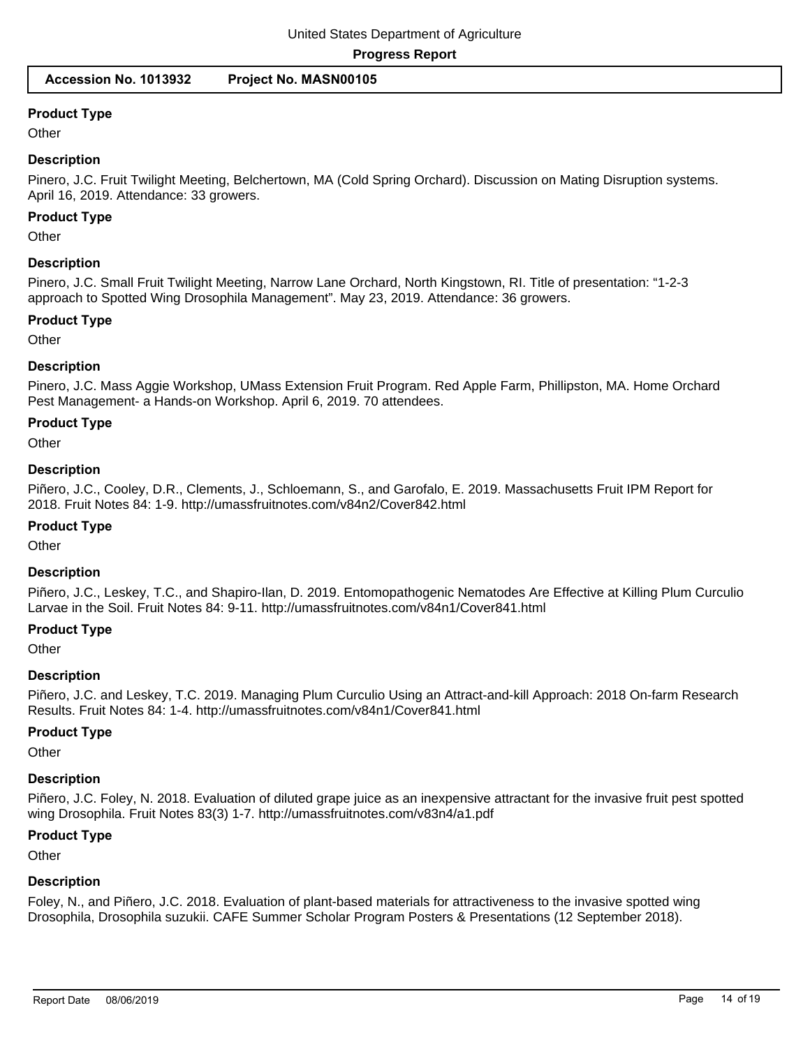### Product Type

Other

### Description

Pinero, J.C. Fruit Twilight Meeting, Belchertown, MA (Cold Spring Orchard). Discussion on Mating Disruption systems. April 16, 2019. Attendance: 33 growers.

### Product Type

Other

### Description

Pinero, J.C. Small Fruit Twilight Meeting, Narrow Lane Orchard, North Kingstown, RI. Title of presentation: "1-2-3 approach to Spotted Wing Drosophila Management". May 23, 2019. Attendance: 36 growers.

### Product Type

Other

### Description

Pinero, J.C. Mass Aggie Workshop, UMass Extension Fruit Program. Red Apple Farm, Phillipston, MA. Home Orchard Pest Management- a Hands-on Workshop. April 6, 2019. 70 attendees.

### Product Type

Other

### Description

Piñero, J.C., Cooley, D.R., Clements, J., Schloemann, S., and Garofalo, E. 2019. Massachusetts Fruit IPM Report for 2018. Fruit Notes 84: 1-9. http://umassfruitnotes.com/v84n2/Cover842.html

### Product Type

Other

### Description

Piñero, J.C., Leskey, T.C., and Shapiro-Ilan, D. 2019. Entomopathogenic Nematodes Are Effective at Killing Plum Curculio Larvae in the Soil. Fruit Notes 84: 9-11. http://umassfruitnotes.com/v84n1/Cover841.html

### Product Type

Other

### Description

Piñero, J.C. and Leskey, T.C. 2019. Managing Plum Curculio Using an Attract-and-kill Approach: 2018 On-farm Research Results. Fruit Notes 84: 1-4. http://umassfruitnotes.com/v84n1/Cover841.html

### Product Type

Other

### Description

Piñero, J.C. Foley, N. 2018. Evaluation of diluted grape juice as an inexpensive attractant for the invasive fruit pest spotted wing Drosophila. Fruit Notes 83(3) 1-7. http://umassfruitnotes.com/v83n4/a1.pdf

### Product Type

Other

### Description

Foley, N., and Piñero, J.C. 2018. Evaluation of plant-based materials for attractiveness to the invasive spotted wing Drosophila, Drosophila suzukii. CAFE Summer Scholar Program Posters & Presentations (12 September 2018).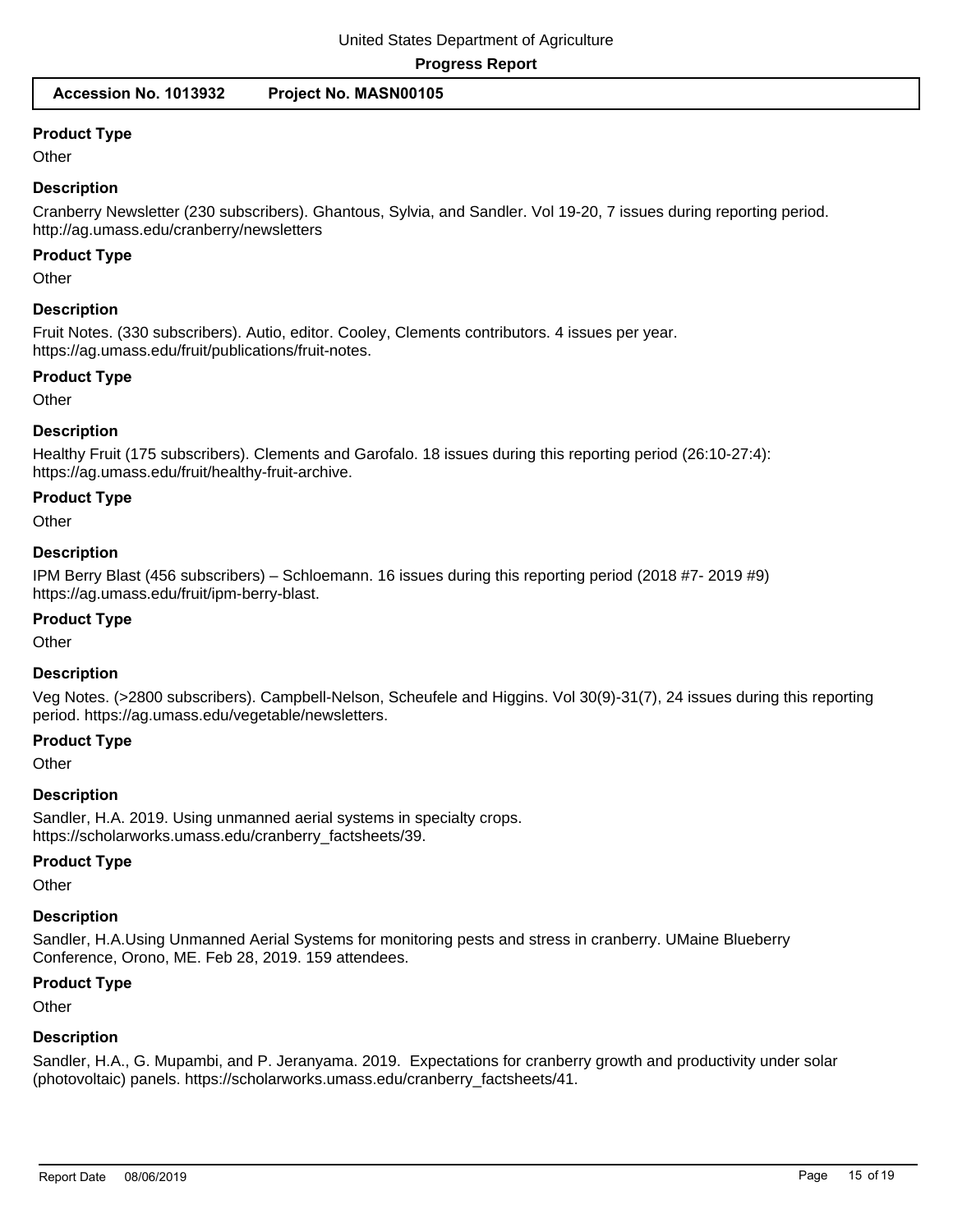### Product Type

Other

### Description

Cranberry Newsletter (230 subscribers). Ghantous, Sylvia, and Sandler. Vol 19-20, 7 issues during reporting period. http://ag.umass.edu/cranberry/newsletters

### Product Type

Other

### Description

Fruit Notes. (330 subscribers). Autio, editor. Cooley, Clements contributors. 4 issues per year. https://ag.umass.edu/fruit/publications/fruit-notes.

### Product Type

Other

### Description

Healthy Fruit (175 subscribers). Clements and Garofalo. 18 issues during this reporting period (26:10-27:4): https://ag.umass.edu/fruit/healthy-fruit-archive.

### Product Type

Other

### Description

IPM Berry Blast (456 subscribers) – Schloemann. 16 issues during this reporting period (2018 #7- 2019 #9) https://ag.umass.edu/fruit/ipm-berry-blast.

### Product Type

Other

### Description

Veg Notes. (>2800 subscribers). Campbell-Nelson, Scheufele and Higgins. Vol 30(9)-31(7), 24 issues during this reporting period. https://ag.umass.edu/vegetable/newsletters.

### Product Type

Other

### Description

Sandler, H.A. 2019. Using unmanned aerial systems in specialty crops. https://scholarworks.umass.edu/cranberry_factsheets/39.

### Product Type

Other

### Description

Sandler, H.A.Using Unmanned Aerial Systems for monitoring pests and stress in cranberry. UMaine Blueberry Conference, Orono, ME. Feb 28, 2019. 159 attendees.

### Product Type

Other

### Description

Sandler, H.A., G. Mupambi, and P. Jeranyama. 2019. Expectations for cranberry growth and productivity under solar (photovoltaic) panels. https://scholarworks.umass.edu/cranberry_factsheets/41.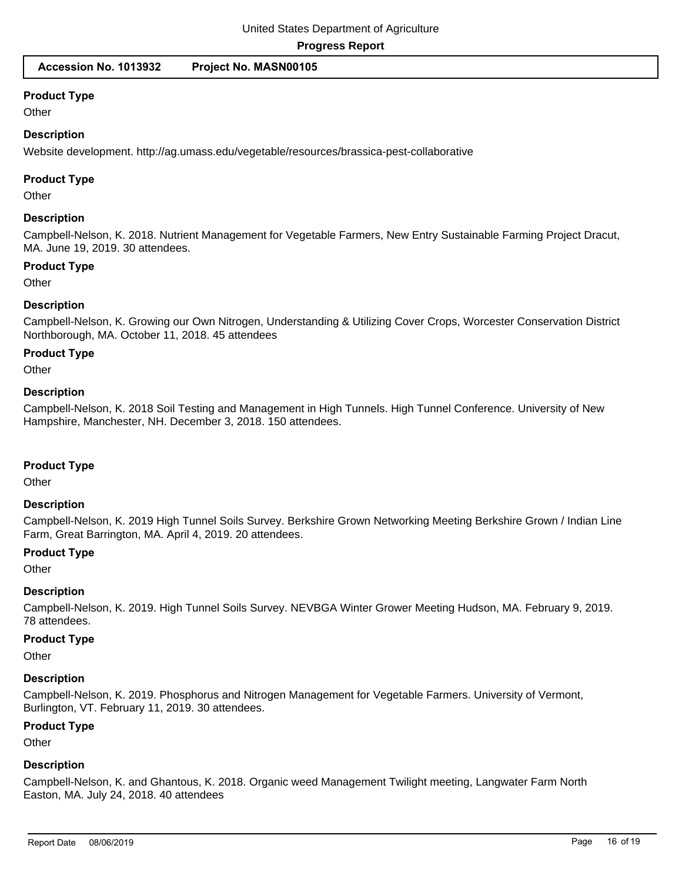**Product Type**

Other

**Description**

Website development. http://ag.umass.edu/vegetable/resources/brassica-pest-collaborative

**Product Type**

Other

**Description**

Campbell-Nelson, K. 2018. Nutrient Management for Vegetable Farmers, New Entry Sustainable Farming Project Dracut, MA. June 19, 2019. 30 attendees.

**Product Type**

Other

**Description**

Campbell-Nelson, K. Growing our Own Nitrogen, Understanding & Utilizing Cover Crops, Worcester Conservation District Northborough, MA. October 11, 2018. 45 attendees

**Product Type**

Other

**Description**

Campbell-Nelson, K. 2018 Soil Testing and Management in High Tunnels. High Tunnel Conference. University of New Hampshire, Manchester, NH. December 3, 2018. 150 attendees.

**Product Type**

Other

**Description**

Campbell-Nelson, K. 2019 High Tunnel Soils Survey. Berkshire Grown Networking Meeting Berkshire Grown / Indian Line Farm, Great Barrington, MA. April 4, 2019. 20 attendees.

**Product Type**

Other

**Description**

Campbell-Nelson, K. 2019. High Tunnel Soils Survey. NEVBGA Winter Grower Meeting Hudson, MA. February 9, 2019. 78 attendees.

**Product Type**

Other

**Description**

Campbell-Nelson, K. 2019. Phosphorus and Nitrogen Management for Vegetable Farmers. University of Vermont, Burlington, VT. February 11, 2019. 30 attendees.

**Product Type**

Other

**Description**

Campbell-Nelson, K. and Ghantous, K. 2018. Organic weed Management Twilight meeting, Langwater Farm North Easton, MA. July 24, 2018. 40 attendees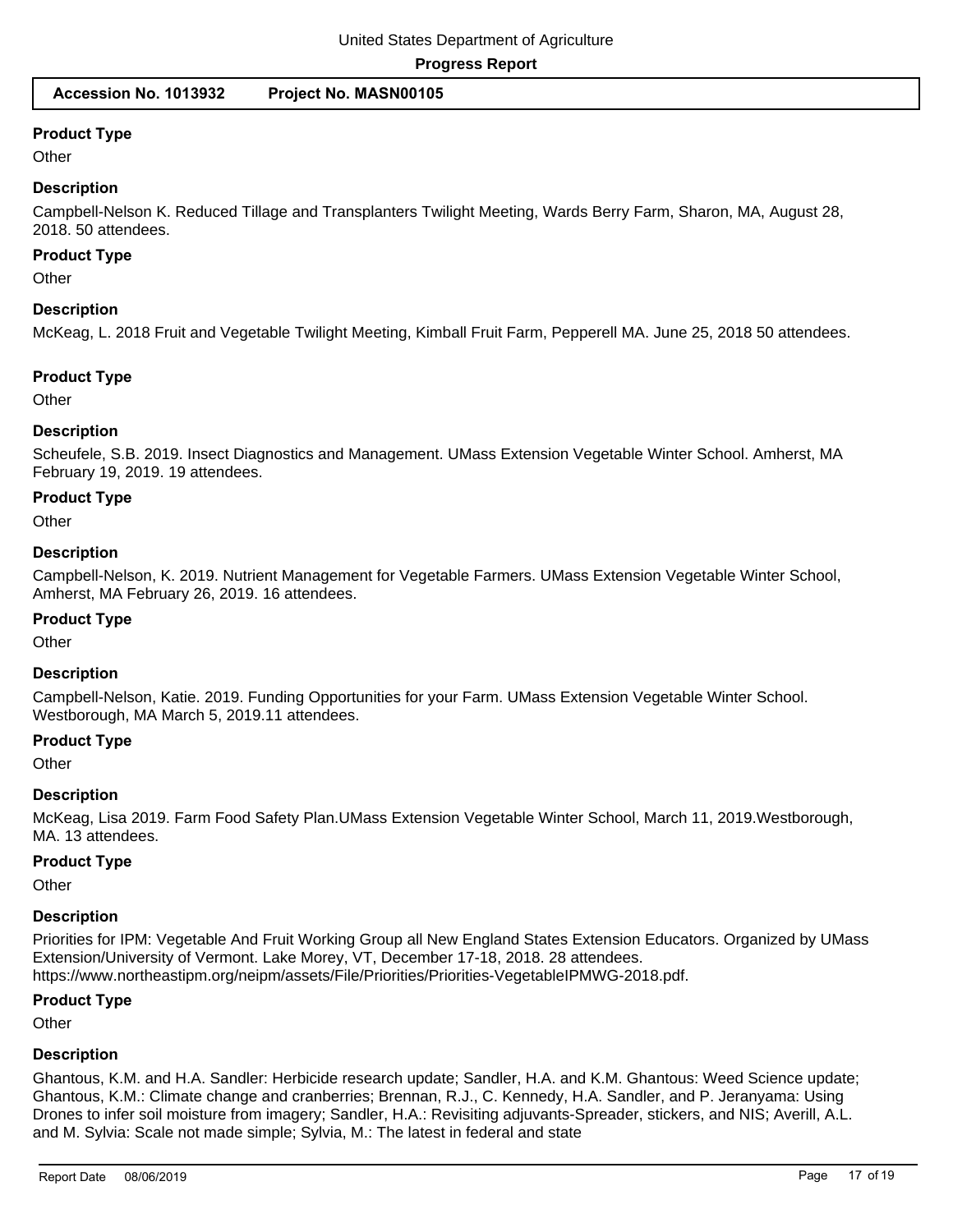### Product Type

Other

### Description

Campbell-Nelson K. Reduced Tillage and Transplanters Twilight Meeting, Wards Berry Farm, Sharon, MA, August 28, 2018. 50 attendees.

### Product Type

Other

### Description

McKeag, L. 2018 Fruit and Vegetable Twilight Meeting, Kimball Fruit Farm, Pepperell MA. June 25, 2018 50 attendees.

### Product Type

Other

### Description

Scheufele, S.B. 2019. Insect Diagnostics and Management. UMass Extension Vegetable Winter School. Amherst, MA February 19, 2019. 19 attendees.

### Product Type

Other

### Description

Campbell-Nelson, K. 2019. Nutrient Management for Vegetable Farmers. UMass Extension Vegetable Winter School, Amherst, MA February 26, 2019. 16 attendees.

### Product Type

Other

### Description

Campbell-Nelson, Katie. 2019. Funding Opportunities for your Farm. UMass Extension Vegetable Winter School. Westborough, MA March 5, 2019.11 attendees.

### Product Type

Other

### Description

McKeag, Lisa 2019. Farm Food Safety Plan.UMass Extension Vegetable Winter School, March 11, 2019.Westborough, MA. 13 attendees.

### Product Type

Other

### Description

Priorities for IPM: Vegetable And Fruit Working Group all New England States Extension Educators. Organized by UMass Extension/University of Vermont. Lake Morey, VT, December 17-18, 2018. 28 attendees. https://www.northeastipm.org/neipm/assets/File/Priorities/Priorities-VegetableIPMWG-2018.pdf.

### Product Type

Other

### Description

Ghantous, K.M. and H.A. Sandler: Herbicide research update; Sandler, H.A. and K.M. Ghantous: Weed Science update; Ghantous, K.M.: Climate change and cranberries; Brennan, R.J., C. Kennedy, H.A. Sandler, and P. Jeranyama: Using Drones to infer soil moisture from imagery; Sandler, H.A.: Revisiting adjuvants-Spreader, stickers, and NIS; Averill, A.L. and M. Sylvia: Scale not made simple; Sylvia, M.: The latest in federal and state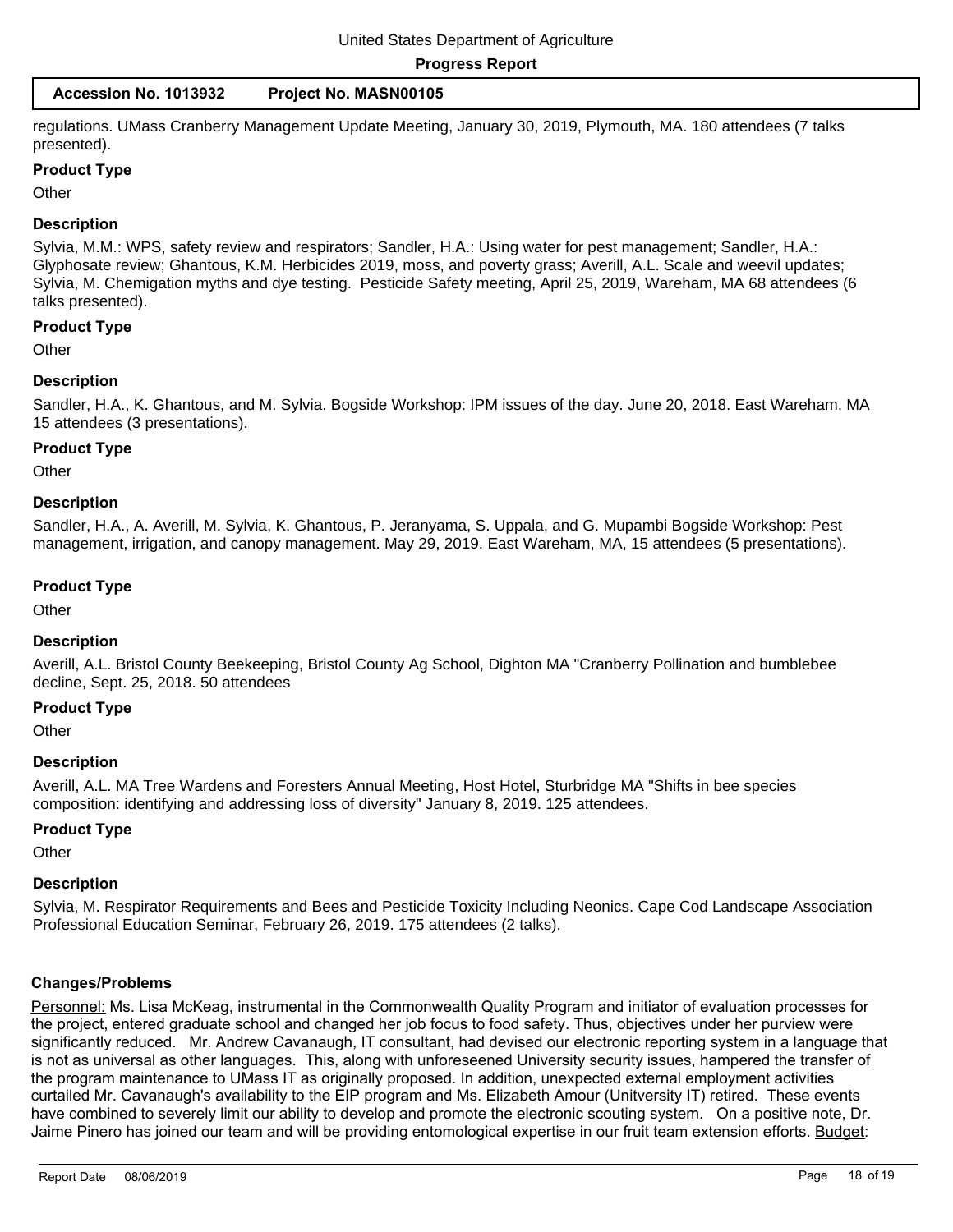regulations. UMass Cranberry Management Update Meeting, January 30, 2019, Plymouth, MA. 180 attendees (7 talks presented).

### Product Type

Other

### Description

Sylvia, M.M.: WPS, safety review and respirators; Sandler, H.A.: Using water for pest management; Sandler, H.A.: Glyphosate review; Ghantous, K.M. Herbicides 2019, moss, and poverty grass; Averill, A.L. Scale and weevil updates; Sylvia, M. Chemigation myths and dye testing. Pesticide Safety meeting, April 25, 2019, Wareham, MA 68 attendees (6 talks presented).

### Product Type

Other

### Description

Sandler, H.A., K. Ghantous, and M. Sylvia. Bogside Workshop: IPM issues of the day. June 20, 2018. East Wareham, MA 15 attendees (3 presentations).

### Product Type

Other

### Description

Sandler, H.A., A. Averill, M. Sylvia, K. Ghantous, P. Jeranyama, S. Uppala, and G. Mupambi Bogside Workshop: Pest management, irrigation, and canopy management. May 29, 2019. East Wareham, MA, 15 attendees (5 presentations).

### Product Type

Other

### Description

Averill, A.L. Bristol County Beekeeping, Bristol County Ag School, Dighton MA "Cranberry Pollination and bumblebee decline, Sept. 25, 2018. 50 attendees

### Product Type

Other

### Description

Averill, A.L. MA Tree Wardens and Foresters Annual Meeting, Host Hotel, Sturbridge MA "Shifts in bee species composition: identifying and addressing loss of diversity" January 8, 2019. 125 attendees.

### Product Type

Other

### Description

Sylvia, M. Respirator Requirements and Bees and Pesticide Toxicity Including Neonics. Cape Cod Landscape Association Professional Education Seminar, February 26, 2019. 175 attendees (2 talks).

## Changes/Problems

Personnel: Ms. Lisa McKeag, instrumental in the Commonwealth Quality Program and initiator of evaluation processes for the project, entered graduate school and changed her job focus to food safety. Thus, objectives under her purview were significantly reduced. Mr. Andrew Cavanaugh, IT consultant, had devised our electronic reporting system in a language that is not as universal as other languages. This, along with unforeseened University security issues, hampered the transfer of the program maintenance to UMass IT as originally proposed. In addition, unexpected external employment activities curtailed Mr. Cavanaugh's availability to the EIP program and Ms. Elizabeth Amour (Unitversity IT) retired. These events have combined to severely limit our ability to develop and promote the electronic scouting system. On a positive note, Dr. Jaime Pinero has joined our team and will be providing entomological expertise in our fruit team extension efforts. Budget: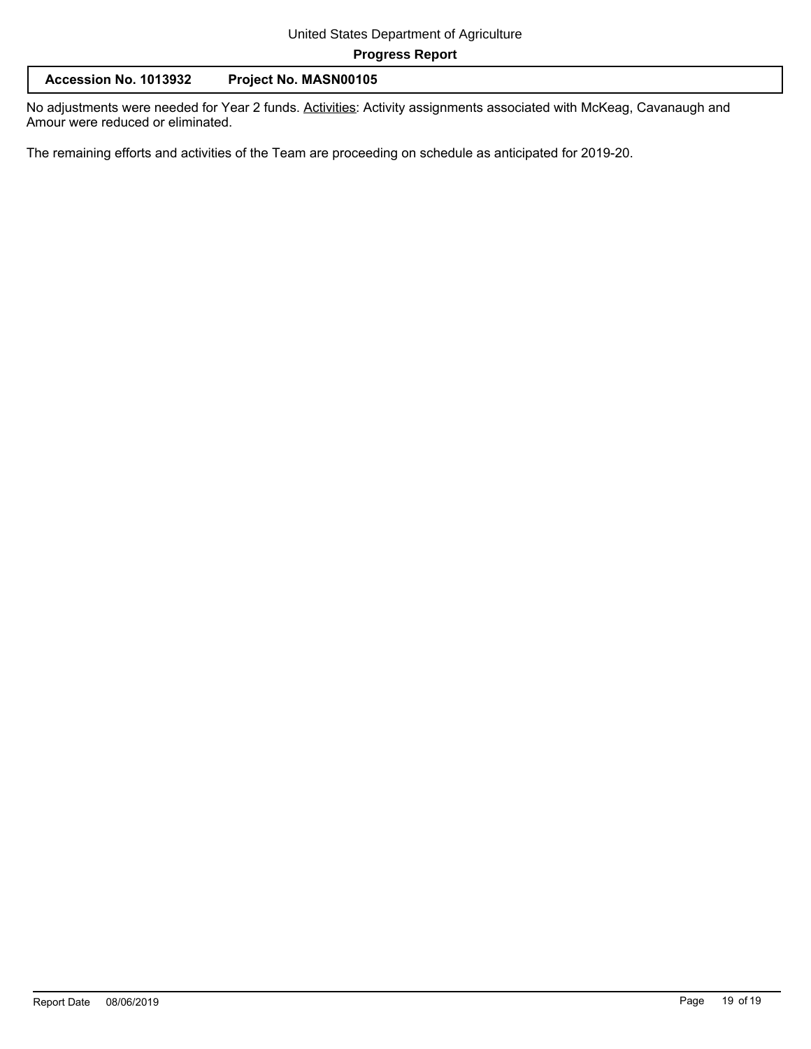No adjustments were needed for Year 2 funds. Activities: Activity assignments associated with McKeag, Cavanaugh and Amour were reduced or eliminated.

The remaining efforts and activities of the Team are proceeding on schedule as anticipated for 2019-20.